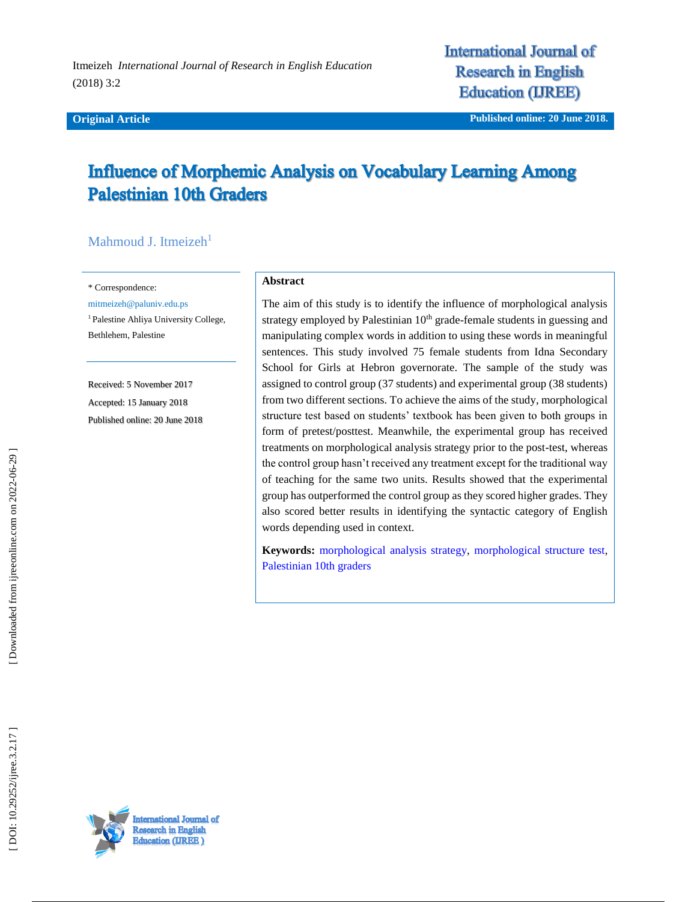Original Article

# Influence of Morphemic Analysis on Vocabulary Learning Among Palestinian 10th Graders

Mahmoud J. Itmeizeh[1]

* Correspondence:
mitmeizeh@paluniv.edu.ps

[1] Palestine Ahliya University College, Bethlehem, Palestine

Received: 5 November 2017
Accepted: 15 January 2018
Published online: 20 June 2018

## Abstract

The aim of this study is to identify the influence of morphological analysis strategy employed by Palestinian 10th grade-female students in guessing and manipulating complex words in addition to using these words in meaningful sentences. This study involved 75 female students from Idna Secondary School for Girls at Hebron governorate. The sample of the study was assigned to control group (37 students) and experimental group (38 students) from two different sections. To achieve the aims of the study, morphological structure test based on students' textbook has been given to both groups in form of pretest/posttest. Meanwhile, the experimental group has received treatments on morphological analysis strategy prior to the post-test, whereas the control group hasn't received any treatment except for the traditional way of teaching for the same two units. Results showed that the experimental group has outperformed the control group as they scored higher grades. They also scored better results in identifying the syntactic category of English words depending used in context.

**Keywords:** morphological analysis strategy, morphological structure test, Palestinian 10th graders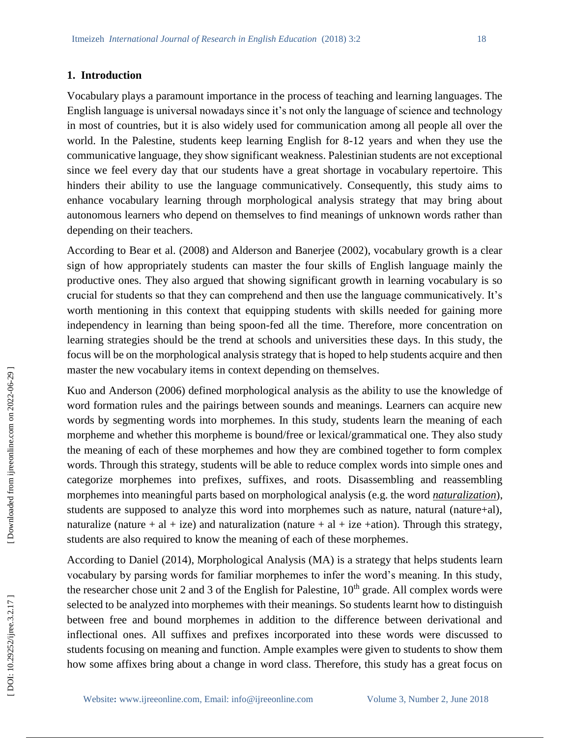## 1. Introduction

Vocabulary plays a paramount importance in the process of teaching and learning languages. The English language is universal nowadays since it's not only the language of science and technology in most of countries, but it is also widely used for communication among all people all over the world. In the Palestine, students keep learning English for 8-12 years and when they use the communicative language, they show significant weakness. Palestinian students are not exceptional since we feel every day that our students have a great shortage in vocabulary repertoire. This hinders their ability to use the language communicatively. Consequently, this study aims to enhance vocabulary learning through morphological analysis strategy that may bring about autonomous learners who depend on themselves to find meanings of unknown words rather than depending on their teachers.

According to Bear et al. (2008) and Alderson and Banerjee (2002), vocabulary growth is a clear sign of how appropriately students can master the four skills of English language mainly the productive ones. They also argued that showing significant growth in learning vocabulary is so crucial for students so that they can comprehend and then use the language communicatively. It's worth mentioning in this context that equipping students with skills needed for gaining more independency in learning than being spoon-fed all the time. Therefore, more concentration on learning strategies should be the trend at schools and universities these days. In this study, the focus will be on the morphological analysis strategy that is hoped to help students acquire and then master the new vocabulary items in context depending on themselves.

Kuo and Anderson (2006) defined morphological analysis as the ability to use the knowledge of word formation rules and the pairings between sounds and meanings. Learners can acquire new words by segmenting words into morphemes. In this study, students learn the meaning of each morpheme and whether this morpheme is bound/free or lexical/grammatical one. They also study the meaning of each of these morphemes and how they are combined together to form complex words. Through this strategy, students will be able to reduce complex words into simple ones and categorize morphemes into prefixes, suffixes, and roots. Disassembling and reassembling morphemes into meaningful parts based on morphological analysis (e.g. the word ***naturalization***), students are supposed to analyze this word into morphemes such as nature, natural (nature+al), naturalize (nature + al + ize) and naturalization (nature + al + ize +ation). Through this strategy, students are also required to know the meaning of each of these morphemes.

According to Daniel (2014), Morphological Analysis (MA) is a strategy that helps students learn vocabulary by parsing words for familiar morphemes to infer the word's meaning. In this study, the researcher chose unit 2 and 3 of the English for Palestine, 10th grade. All complex words were selected to be analyzed into morphemes with their meanings. So students learnt how to distinguish between free and bound morphemes in addition to the difference between derivational and inflectional ones. All suffixes and prefixes incorporated into these words were discussed to students focusing on meaning and function. Ample examples were given to students to show them how some affixes bring about a change in word class. Therefore, this study has a great focus on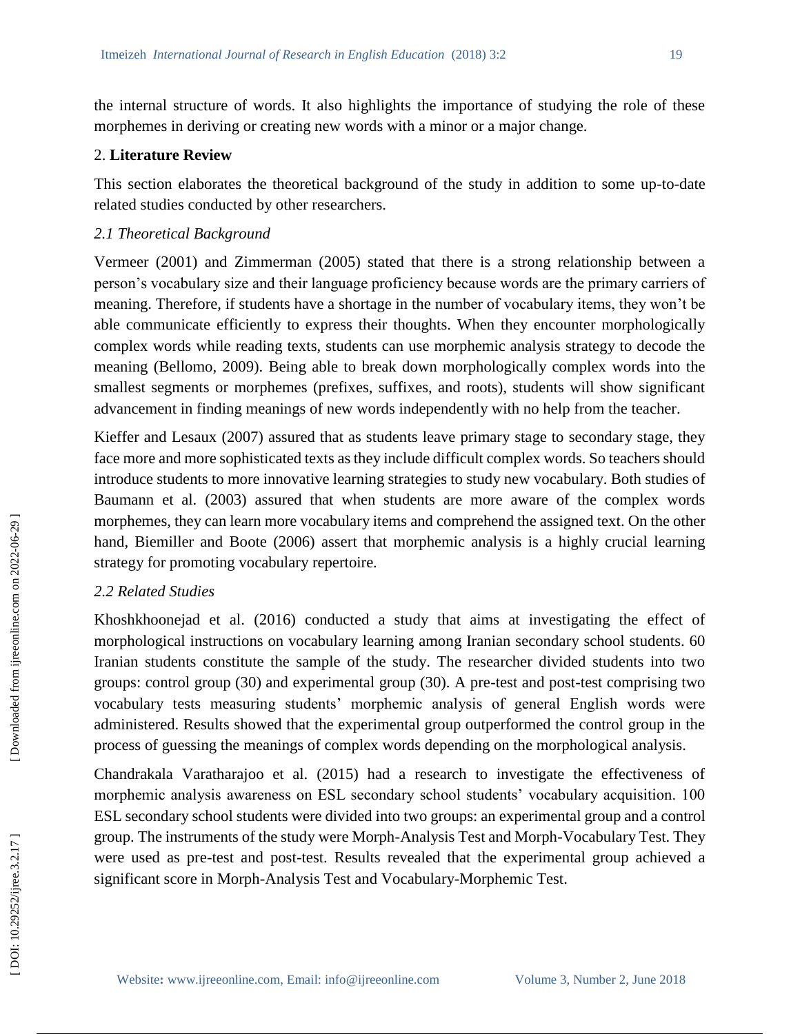the internal structure of words. It also highlights the importance of studying the role of these morphemes in deriving or creating new words with a minor or a major change.

## 2. **Literature Review**

This section elaborates the theoretical background of the study in addition to some up-to-date related studies conducted by other researchers.

### *2.1 Theoretical Background*

Vermeer (2001) and Zimmerman (2005) stated that there is a strong relationship between a person's vocabulary size and their language proficiency because words are the primary carriers of meaning. Therefore, if students have a shortage in the number of vocabulary items, they won't be able communicate efficiently to express their thoughts. When they encounter morphologically complex words while reading texts, students can use morphemic analysis strategy to decode the meaning (Bellomo, 2009). Being able to break down morphologically complex words into the smallest segments or morphemes (prefixes, suffixes, and roots), students will show significant advancement in finding meanings of new words independently with no help from the teacher.

Kieffer and Lesaux (2007) assured that as students leave primary stage to secondary stage, they face more and more sophisticated texts as they include difficult complex words. So teachers should introduce students to more innovative learning strategies to study new vocabulary. Both studies of Baumann et al. (2003) assured that when students are more aware of the complex words morphemes, they can learn more vocabulary items and comprehend the assigned text. On the other hand, Biemiller and Boote (2006) assert that morphemic analysis is a highly crucial learning strategy for promoting vocabulary repertoire.

### *2.2 Related Studies*

Khoshkhoonejad et al. (2016) conducted a study that aims at investigating the effect of morphological instructions on vocabulary learning among Iranian secondary school students. 60 Iranian students constitute the sample of the study. The researcher divided students into two groups: control group (30) and experimental group (30). A pre-test and post-test comprising two vocabulary tests measuring students' morphemic analysis of general English words were administered. Results showed that the experimental group outperformed the control group in the process of guessing the meanings of complex words depending on the morphological analysis.

Chandrakala Varatharajoo et al. (2015) had a research to investigate the effectiveness of morphemic analysis awareness on ESL secondary school students' vocabulary acquisition. 100 ESL secondary school students were divided into two groups: an experimental group and a control group. The instruments of the study were Morph-Analysis Test and Morph-Vocabulary Test. They were used as pre-test and post-test. Results revealed that the experimental group achieved a significant score in Morph-Analysis Test and Vocabulary-Morphemic Test.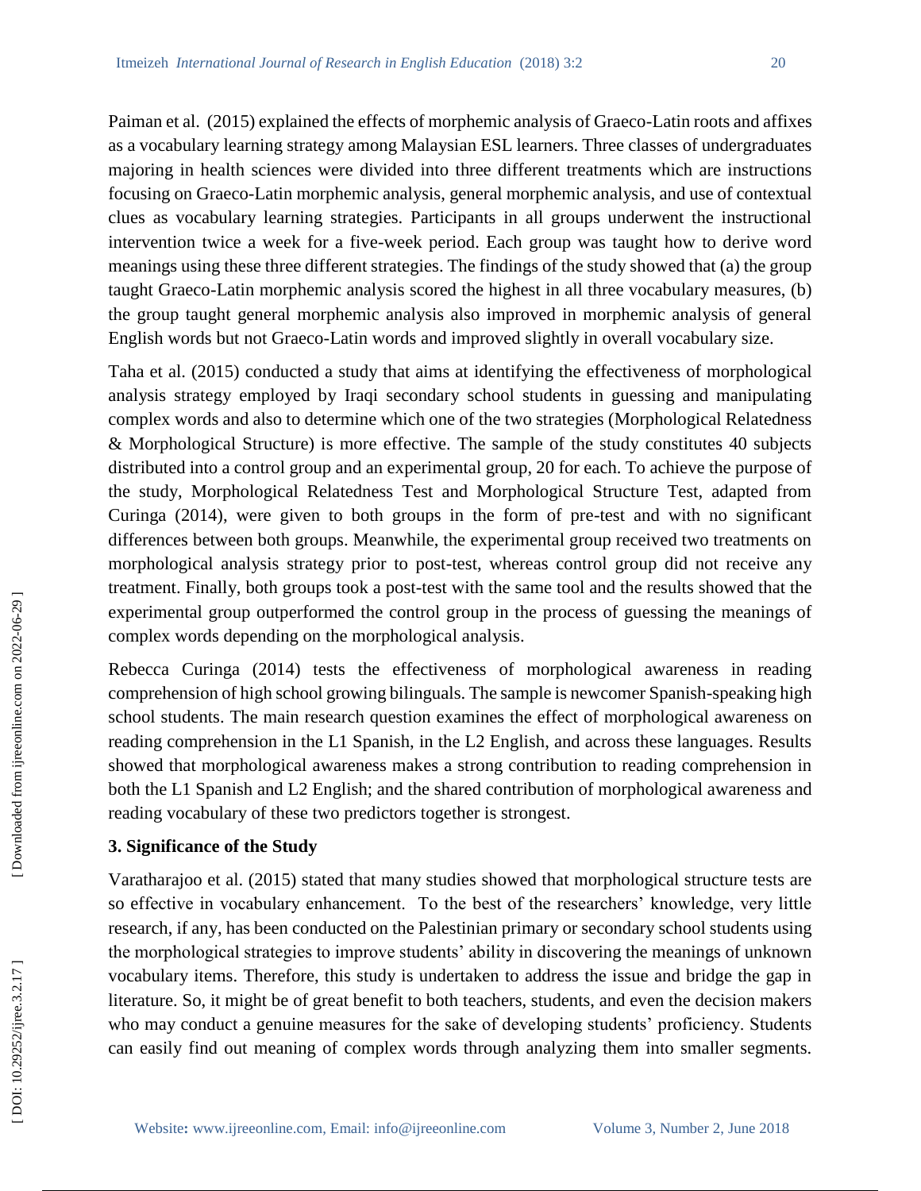Paiman et al. (2015) explained the effects of morphemic analysis of Graeco-Latin roots and affixes as a vocabulary learning strategy among Malaysian ESL learners. Three classes of undergraduates majoring in health sciences were divided into three different treatments which are instructions focusing on Graeco-Latin morphemic analysis, general morphemic analysis, and use of contextual clues as vocabulary learning strategies. Participants in all groups underwent the instructional intervention twice a week for a five-week period. Each group was taught how to derive word meanings using these three different strategies. The findings of the study showed that (a) the group taught Graeco-Latin morphemic analysis scored the highest in all three vocabulary measures, (b) the group taught general morphemic analysis also improved in morphemic analysis of general English words but not Graeco-Latin words and improved slightly in overall vocabulary size.

Taha et al. (2015) conducted a study that aims at identifying the effectiveness of morphological analysis strategy employed by Iraqi secondary school students in guessing and manipulating complex words and also to determine which one of the two strategies (Morphological Relatedness & Morphological Structure) is more effective. The sample of the study constitutes 40 subjects distributed into a control group and an experimental group, 20 for each. To achieve the purpose of the study, Morphological Relatedness Test and Morphological Structure Test, adapted from Curinga (2014), were given to both groups in the form of pre-test and with no significant differences between both groups. Meanwhile, the experimental group received two treatments on morphological analysis strategy prior to post-test, whereas control group did not receive any treatment. Finally, both groups took a post-test with the same tool and the results showed that the experimental group outperformed the control group in the process of guessing the meanings of complex words depending on the morphological analysis.

Rebecca Curinga (2014) tests the effectiveness of morphological awareness in reading comprehension of high school growing bilinguals. The sample is newcomer Spanish-speaking high school students. The main research question examines the effect of morphological awareness on reading comprehension in the L1 Spanish, in the L2 English, and across these languages. Results showed that morphological awareness makes a strong contribution to reading comprehension in both the L1 Spanish and L2 English; and the shared contribution of morphological awareness and reading vocabulary of these two predictors together is strongest.

## 3. Significance of the Study

Varatharajoo et al. (2015) stated that many studies showed that morphological structure tests are so effective in vocabulary enhancement. To the best of the researchers' knowledge, very little research, if any, has been conducted on the Palestinian primary or secondary school students using the morphological strategies to improve students' ability in discovering the meanings of unknown vocabulary items. Therefore, this study is undertaken to address the issue and bridge the gap in literature. So, it might be of great benefit to both teachers, students, and even the decision makers who may conduct a genuine measures for the sake of developing students' proficiency. Students can easily find out meaning of complex words through analyzing them into smaller segments.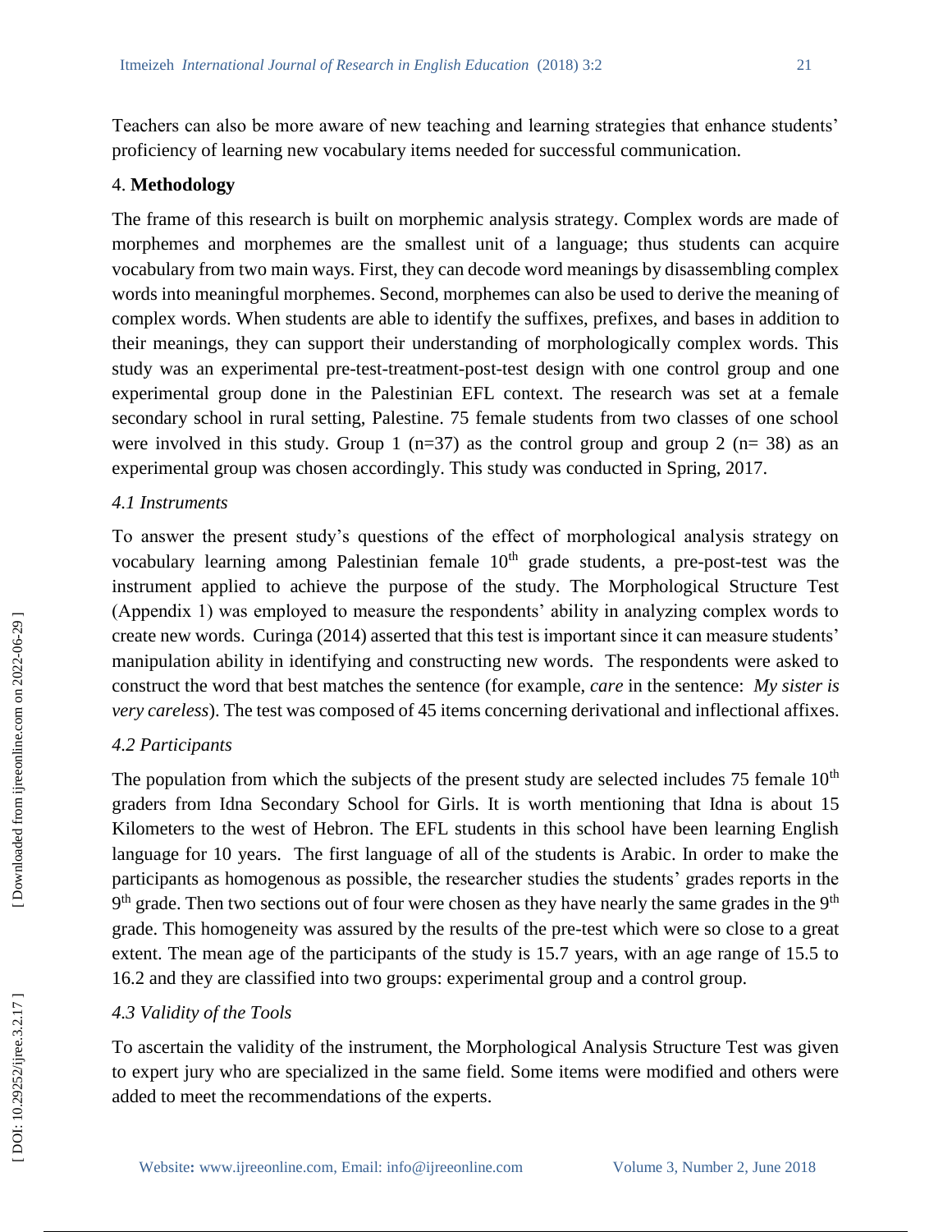Teachers can also be more aware of new teaching and learning strategies that enhance students' proficiency of learning new vocabulary items needed for successful communication.

## 4. **Methodology**

The frame of this research is built on morphemic analysis strategy. Complex words are made of morphemes and morphemes are the smallest unit of a language; thus students can acquire vocabulary from two main ways. First, they can decode word meanings by disassembling complex words into meaningful morphemes. Second, morphemes can also be used to derive the meaning of complex words. When students are able to identify the suffixes, prefixes, and bases in addition to their meanings, they can support their understanding of morphologically complex words. This study was an experimental pre-test-treatment-post-test design with one control group and one experimental group done in the Palestinian EFL context. The research was set at a female secondary school in rural setting, Palestine. 75 female students from two classes of one school were involved in this study. Group 1 (n=37) as the control group and group 2 (n= 38) as an experimental group was chosen accordingly. This study was conducted in Spring, 2017.

### *4.1 Instruments*

To answer the present study's questions of the effect of morphological analysis strategy on vocabulary learning among Palestinian female 10th grade students, a pre-post-test was the instrument applied to achieve the purpose of the study. The Morphological Structure Test (Appendix 1) was employed to measure the respondents' ability in analyzing complex words to create new words. Curinga (2014) asserted that this test is important since it can measure students' manipulation ability in identifying and constructing new words. The respondents were asked to construct the word that best matches the sentence (for example, *care* in the sentence: *My sister is very careless*). The test was composed of 45 items concerning derivational and inflectional affixes.

### *4.2 Participants*

The population from which the subjects of the present study are selected includes 75 female 10th graders from Idna Secondary School for Girls. It is worth mentioning that Idna is about 15 Kilometers to the west of Hebron. The EFL students in this school have been learning English language for 10 years. The first language of all of the students is Arabic. In order to make the participants as homogenous as possible, the researcher studies the students' grades reports in the 9th grade. Then two sections out of four were chosen as they have nearly the same grades in the 9th grade. This homogeneity was assured by the results of the pre-test which were so close to a great extent. The mean age of the participants of the study is 15.7 years, with an age range of 15.5 to 16.2 and they are classified into two groups: experimental group and a control group.

### *4.3 Validity of the Tools*

To ascertain the validity of the instrument, the Morphological Analysis Structure Test was given to expert jury who are specialized in the same field. Some items were modified and others were added to meet the recommendations of the experts.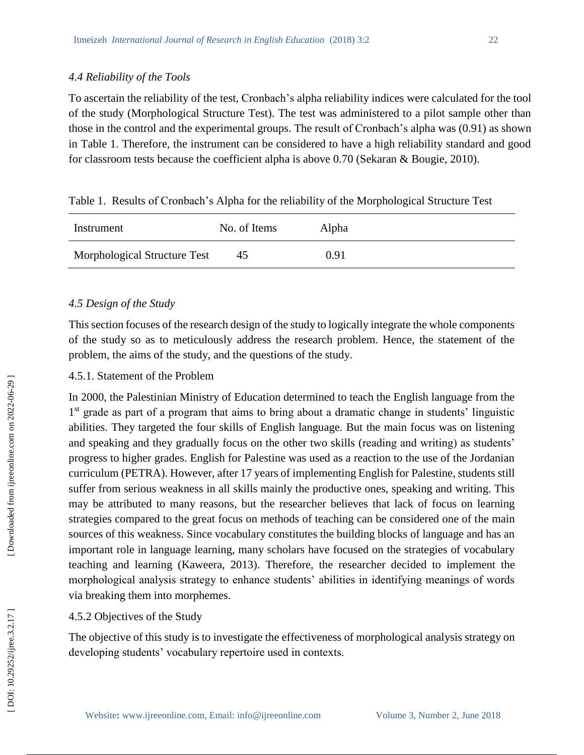### *4.4 Reliability of the Tools*

To ascertain the reliability of the test, Cronbach's alpha reliability indices were calculated for the tool of the study (Morphological Structure Test). The test was administered to a pilot sample other than those in the control and the experimental groups. The result of Cronbach's alpha was (0.91) as shown in Table 1. Therefore, the instrument can be considered to have a high reliability standard and good for classroom tests because the coefficient alpha is above 0.70 (Sekaran & Bougie, 2010).

Table 1. Results of Cronbach's Alpha for the reliability of the Morphological Structure Test

| Instrument | No. of Items | Alpha |
|---|---|---|
| Morphological Structure Test | 45 | 0.91 |

### *4.5 Design of the Study*

This section focuses of the research design of the study to logically integrate the whole components of the study so as to meticulously address the research problem. Hence, the statement of the problem, the aims of the study, and the questions of the study.

#### 4.5.1. Statement of the Problem

In 2000, the Palestinian Ministry of Education determined to teach the English language from the 1st grade as part of a program that aims to bring about a dramatic change in students' linguistic abilities. They targeted the four skills of English language. But the main focus was on listening and speaking and they gradually focus on the other two skills (reading and writing) as students' progress to higher grades. English for Palestine was used as a reaction to the use of the Jordanian curriculum (PETRA). However, after 17 years of implementing English for Palestine, students still suffer from serious weakness in all skills mainly the productive ones, speaking and writing. This may be attributed to many reasons, but the researcher believes that lack of focus on learning strategies compared to the great focus on methods of teaching can be considered one of the main sources of this weakness. Since vocabulary constitutes the building blocks of language and has an important role in language learning, many scholars have focused on the strategies of vocabulary teaching and learning (Kaweera, 2013). Therefore, the researcher decided to implement the morphological analysis strategy to enhance students' abilities in identifying meanings of words via breaking them into morphemes.

#### 4.5.2 Objectives of the Study

The objective of this study is to investigate the effectiveness of morphological analysis strategy on developing students' vocabulary repertoire used in contexts.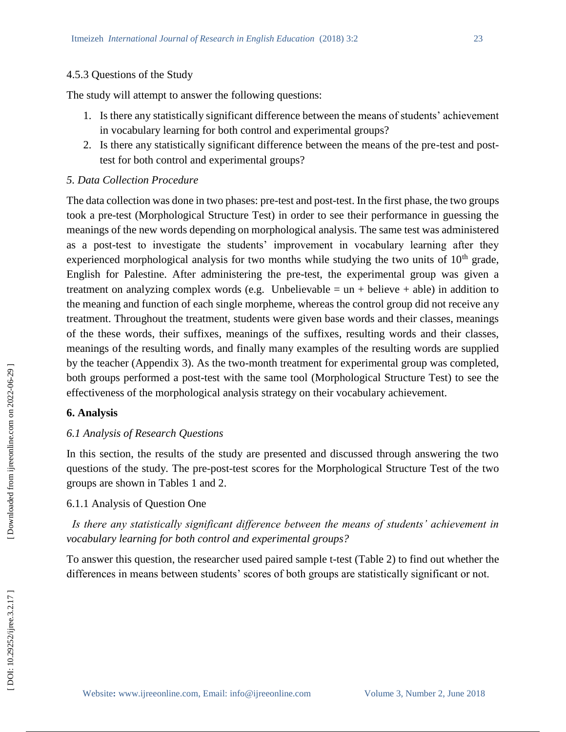4.5.3 Questions of the Study

The study will attempt to answer the following questions:

1. Is there any statistically significant difference between the means of students' achievement in vocabulary learning for both control and experimental groups?
2. Is there any statistically significant difference between the means of the pre-test and post-test for both control and experimental groups?

*5. Data Collection Procedure*

The data collection was done in two phases: pre-test and post-test. In the first phase, the two groups took a pre-test (Morphological Structure Test) in order to see their performance in guessing the meanings of the new words depending on morphological analysis. The same test was administered as a post-test to investigate the students' improvement in vocabulary learning after they experienced morphological analysis for two months while studying the two units of 10th grade, English for Palestine. After administering the pre-test, the experimental group was given a treatment on analyzing complex words (e.g. Unbelievable = un + believe + able) in addition to the meaning and function of each single morpheme, whereas the control group did not receive any treatment. Throughout the treatment, students were given base words and their classes, meanings of the these words, their suffixes, meanings of the suffixes, resulting words and their classes, meanings of the resulting words, and finally many examples of the resulting words are supplied by the teacher (Appendix 3). As the two-month treatment for experimental group was completed, both groups performed a post-test with the same tool (Morphological Structure Test) to see the effectiveness of the morphological analysis strategy on their vocabulary achievement.

## 6. Analysis

*6.1 Analysis of Research Questions*

In this section, the results of the study are presented and discussed through answering the two questions of the study. The pre-post-test scores for the Morphological Structure Test of the two groups are shown in Tables 1 and 2.

6.1.1 Analysis of Question One

*Is there any statistically significant difference between the means of students' achievement in vocabulary learning for both control and experimental groups?*

To answer this question, the researcher used paired sample t-test (Table 2) to find out whether the differences in means between students' scores of both groups are statistically significant or not.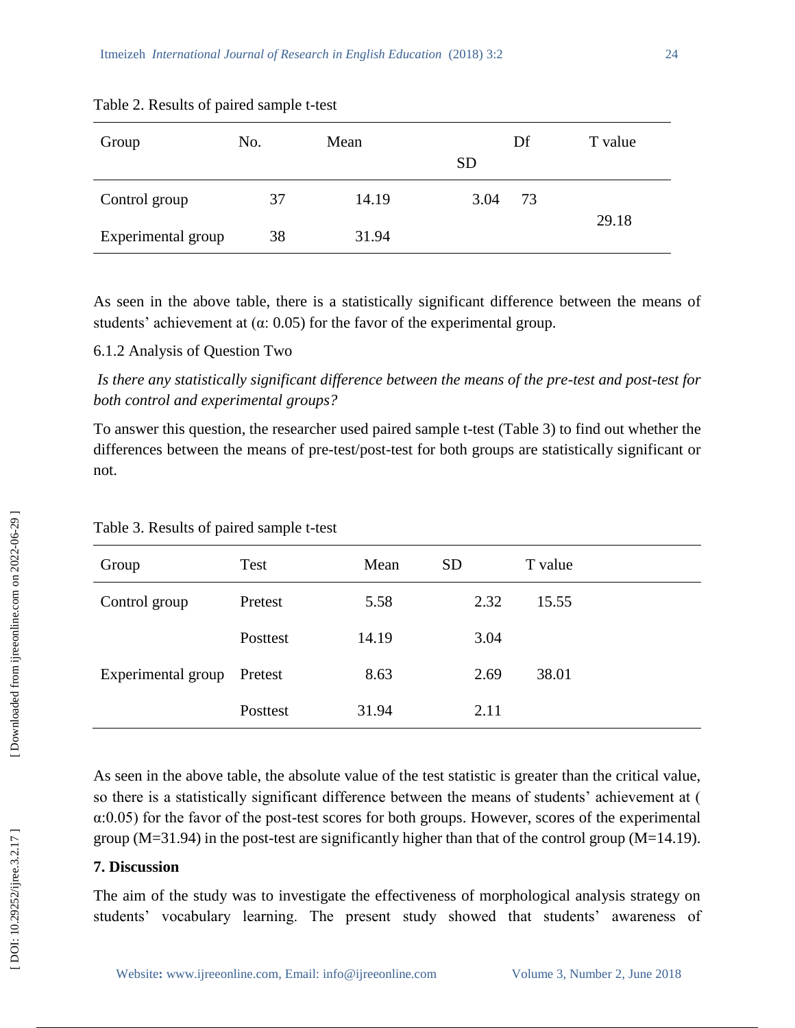Table 2. Results of paired sample t-test

| Group | No. | Mean | SD | Df | T value |
|---|---|---|---|---|---|
| Control group | 37 | 14.19 | 3.04 | 73 | 29.18 |
| Experimental group | 38 | 31.94 | | | |

As seen in the above table, there is a statistically significant difference between the means of students' achievement at (α: 0.05) for the favor of the experimental group.

6.1.2 Analysis of Question Two

*Is there any statistically significant difference between the means of the pre-test and post-test for both control and experimental groups?*

To answer this question, the researcher used paired sample t-test (Table 3) to find out whether the differences between the means of pre-test/post-test for both groups are statistically significant or not.

Table 3. Results of paired sample t-test

| Group | Test | Mean | SD | T value |
|---|---|---|---|---|
| Control group | Pretest | 5.58 | 2.32 | 15.55 |
| | Posttest | 14.19 | 3.04 | |
| Experimental group | Pretest | 8.63 | 2.69 | 38.01 |
| | Posttest | 31.94 | 2.11 | |

As seen in the above table, the absolute value of the test statistic is greater than the critical value, so there is a statistically significant difference between the means of students' achievement at ( α:0.05) for the favor of the post-test scores for both groups. However, scores of the experimental group (M=31.94) in the post-test are significantly higher than that of the control group (M=14.19).

## 7. Discussion

The aim of the study was to investigate the effectiveness of morphological analysis strategy on students' vocabulary learning. The present study showed that students' awareness of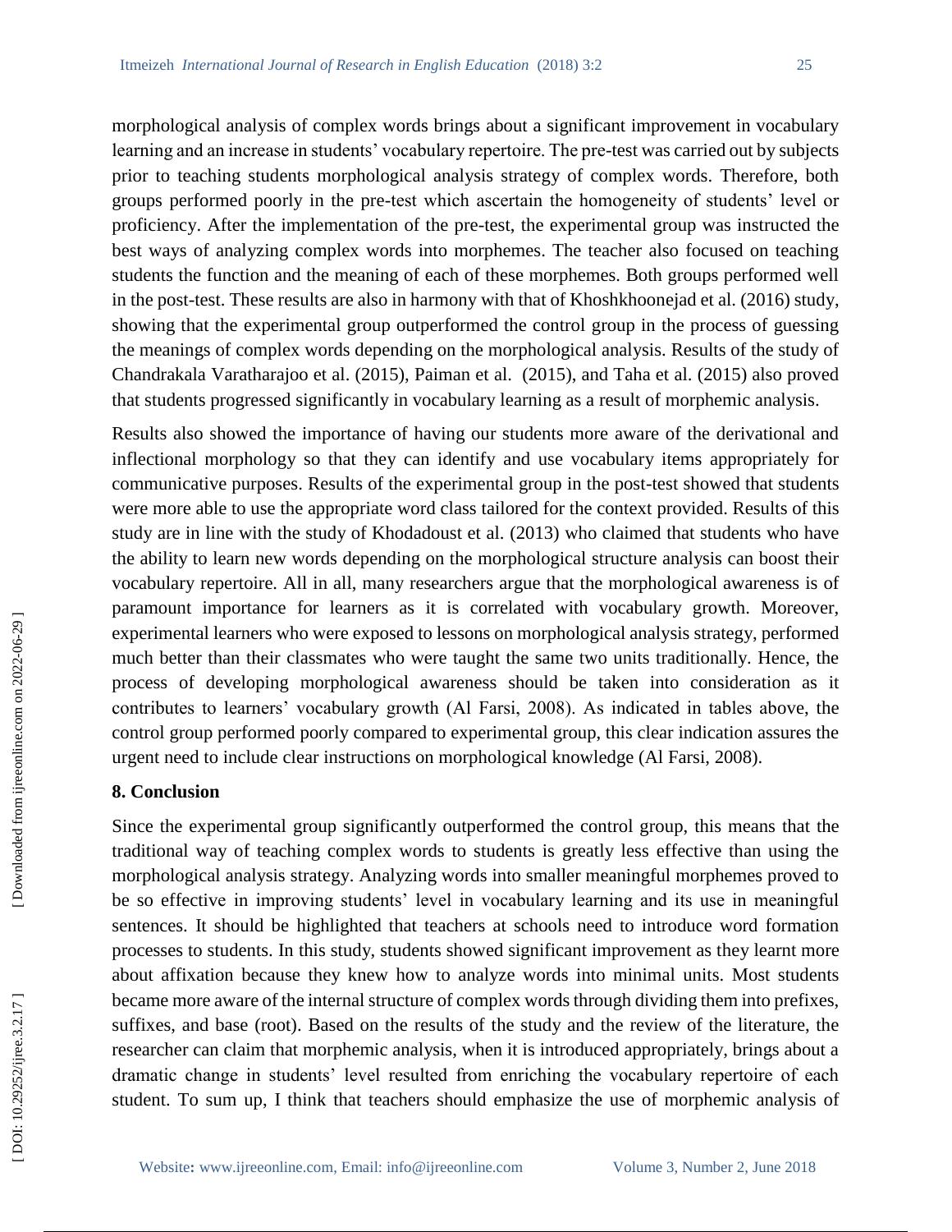morphological analysis of complex words brings about a significant improvement in vocabulary learning and an increase in students' vocabulary repertoire. The pre-test was carried out by subjects prior to teaching students morphological analysis strategy of complex words. Therefore, both groups performed poorly in the pre-test which ascertain the homogeneity of students' level or proficiency. After the implementation of the pre-test, the experimental group was instructed the best ways of analyzing complex words into morphemes. The teacher also focused on teaching students the function and the meaning of each of these morphemes. Both groups performed well in the post-test. These results are also in harmony with that of Khoshkhoonejad et al. (2016) study, showing that the experimental group outperformed the control group in the process of guessing the meanings of complex words depending on the morphological analysis. Results of the study of Chandrakala Varatharajoo et al. (2015), Paiman et al. (2015), and Taha et al. (2015) also proved that students progressed significantly in vocabulary learning as a result of morphemic analysis.

Results also showed the importance of having our students more aware of the derivational and inflectional morphology so that they can identify and use vocabulary items appropriately for communicative purposes. Results of the experimental group in the post-test showed that students were more able to use the appropriate word class tailored for the context provided. Results of this study are in line with the study of Khodadoust et al. (2013) who claimed that students who have the ability to learn new words depending on the morphological structure analysis can boost their vocabulary repertoire. All in all, many researchers argue that the morphological awareness is of paramount importance for learners as it is correlated with vocabulary growth. Moreover, experimental learners who were exposed to lessons on morphological analysis strategy, performed much better than their classmates who were taught the same two units traditionally. Hence, the process of developing morphological awareness should be taken into consideration as it contributes to learners' vocabulary growth (Al Farsi, 2008). As indicated in tables above, the control group performed poorly compared to experimental group, this clear indication assures the urgent need to include clear instructions on morphological knowledge (Al Farsi, 2008).

## 8. Conclusion

Since the experimental group significantly outperformed the control group, this means that the traditional way of teaching complex words to students is greatly less effective than using the morphological analysis strategy. Analyzing words into smaller meaningful morphemes proved to be so effective in improving students' level in vocabulary learning and its use in meaningful sentences. It should be highlighted that teachers at schools need to introduce word formation processes to students. In this study, students showed significant improvement as they learnt more about affixation because they knew how to analyze words into minimal units. Most students became more aware of the internal structure of complex words through dividing them into prefixes, suffixes, and base (root). Based on the results of the study and the review of the literature, the researcher can claim that morphemic analysis, when it is introduced appropriately, brings about a dramatic change in students' level resulted from enriching the vocabulary repertoire of each student. To sum up, I think that teachers should emphasize the use of morphemic analysis of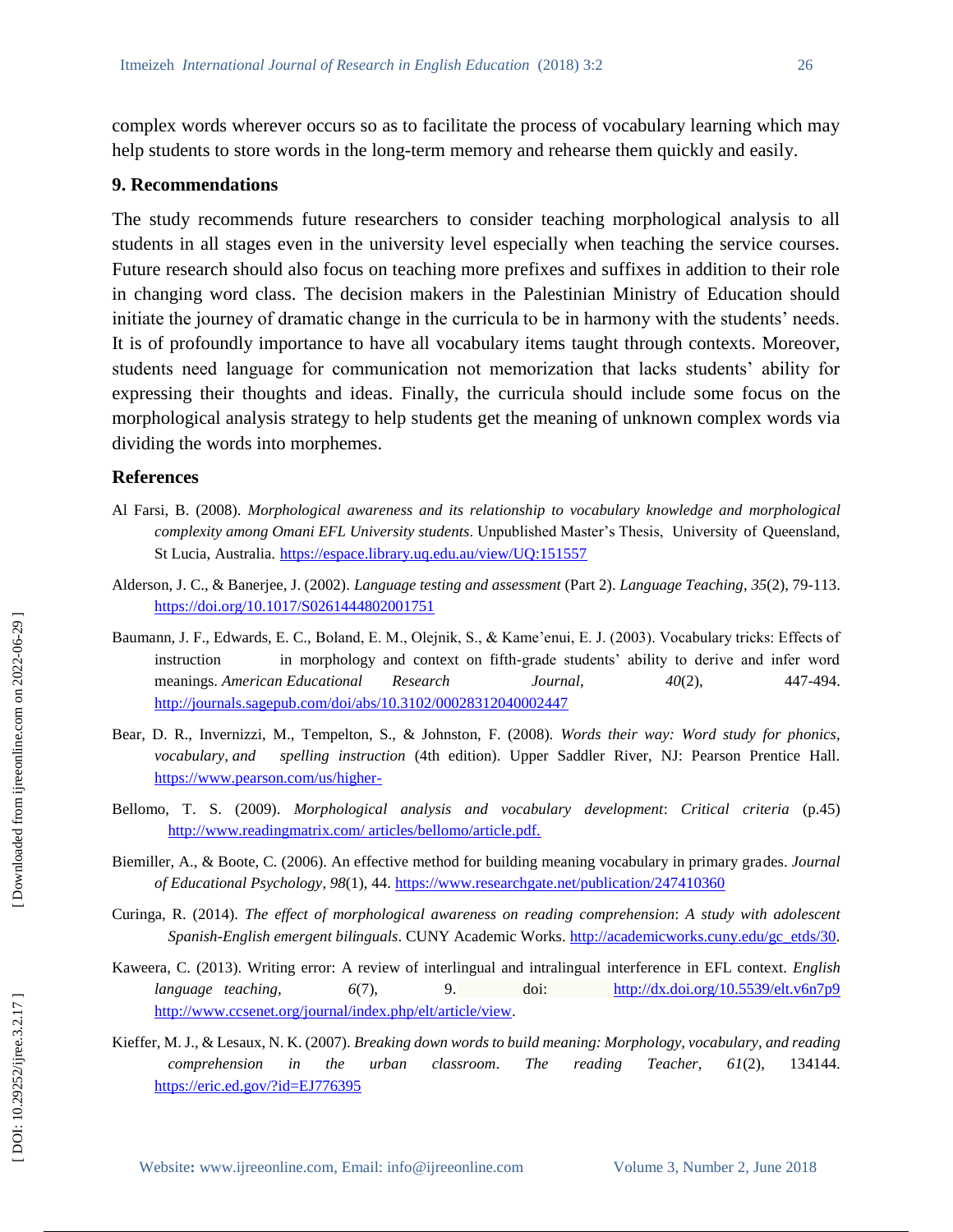complex words wherever occurs so as to facilitate the process of vocabulary learning which may help students to store words in the long-term memory and rehearse them quickly and easily.

## 9. Recommendations

The study recommends future researchers to consider teaching morphological analysis to all students in all stages even in the university level especially when teaching the service courses. Future research should also focus on teaching more prefixes and suffixes in addition to their role in changing word class. The decision makers in the Palestinian Ministry of Education should initiate the journey of dramatic change in the curricula to be in harmony with the students' needs. It is of profoundly importance to have all vocabulary items taught through contexts. Moreover, students need language for communication not memorization that lacks students' ability for expressing their thoughts and ideas. Finally, the curricula should include some focus on the morphological analysis strategy to help students get the meaning of unknown complex words via dividing the words into morphemes.

## References

Al Farsi, B. (2008). *Morphological awareness and its relationship to vocabulary knowledge and morphological complexity among Omani EFL University students*. Unpublished Master's Thesis, University of Queensland, St Lucia, Australia. https://espace.library.uq.edu.au/view/UQ:151557

Alderson, J. C., & Banerjee, J. (2002). *Language testing and assessment* (Part 2). *Language Teaching*, *35*(2), 79-113. https://doi.org/10.1017/S0261444802001751

Baumann, J. F., Edwards, E. C., Boland, E. M., Olejnik, S., & Kame'enui, E. J. (2003). Vocabulary tricks: Effects of instruction in morphology and context on fifth-grade students' ability to derive and infer word meanings. *American Educational Research Journal*, *40*(2), 447-494. http://journals.sagepub.com/doi/abs/10.3102/00028312040002447

Bear, D. R., Invernizzi, M., Tempelton, S., & Johnston, F. (2008). *Words their way: Word study for phonics, vocabulary, and spelling instruction* (4th edition). Upper Saddler River, NJ: Pearson Prentice Hall. https://www.pearson.com/us/higher-

Bellomo, T. S. (2009). *Morphological analysis and vocabulary development*: *Critical criteria* (p.45) http://www.readingmatrix.com/ articles/bellomo/article.pdf.

Biemiller, A., & Boote, C. (2006). An effective method for building meaning vocabulary in primary grades. *Journal of Educational Psychology*, *98*(1), 44. https://www.researchgate.net/publication/247410360

Curinga, R. (2014). *The effect of morphological awareness on reading comprehension*: *A study with adolescent Spanish-English emergent bilinguals*. CUNY Academic Works. http://academicworks.cuny.edu/gc_etds/30.

Kaweera, C. (2013). Writing error: A review of interlingual and intralingual interference in EFL context. *English language teaching*, *6*(7), 9. doi: http://dx.doi.org/10.5539/elt.v6n7p9 http://www.ccsenet.org/journal/index.php/elt/article/view.

Kieffer, M. J., & Lesaux, N. K. (2007). *Breaking down words to build meaning: Morphology, vocabulary, and reading comprehension in the urban classroom*. *The reading Teacher*, *61*(2), 134144. https://eric.ed.gov/?id=EJ776395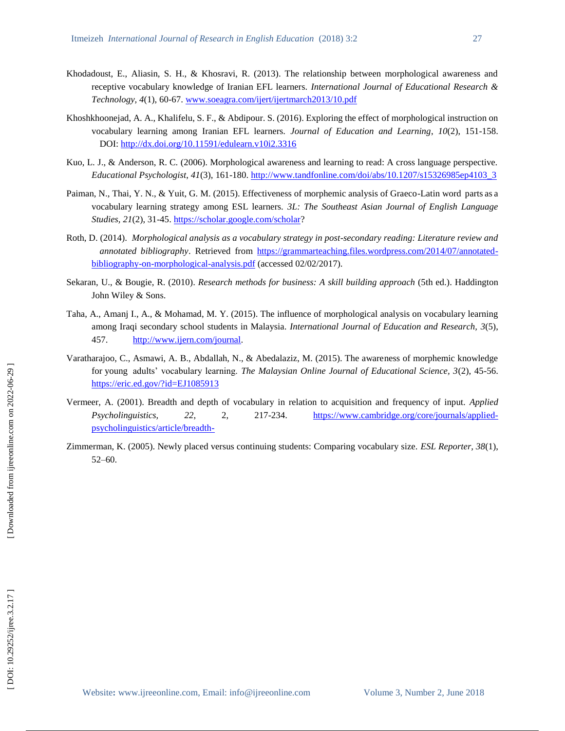Khodadoust, E., Aliasin, S. H., & Khosravi, R. (2013). The relationship between morphological awareness and receptive vocabulary knowledge of Iranian EFL learners. *International Journal of Educational Research & Technology, 4*(1), 60-67. www.soeagra.com/ijert/ijertmarch2013/10.pdf

Khoshkhoonejad, A. A., Khalifelu, S. F., & Abdipour. S. (2016). Exploring the effect of morphological instruction on vocabulary learning among Iranian EFL learners. *Journal of Education and Learning*, *10*(2), 151-158. DOI: http://dx.doi.org/10.11591/edulearn.v10i2.3316

Kuo, L. J., & Anderson, R. C. (2006). Morphological awareness and learning to read: A cross language perspective. *Educational Psychologist*, *41*(3), 161-180. http://www.tandfonline.com/doi/abs/10.1207/s15326985ep4103_3

Paiman, N., Thai, Y. N., & Yuit, G. M. (2015). Effectiveness of morphemic analysis of Graeco-Latin word parts as a vocabulary learning strategy among ESL learners. *3L: The Southeast Asian Journal of English Language Studies, 21*(2), 31-45. https://scholar.google.com/scholar?

Roth, D. (2014). *Morphological analysis as a vocabulary strategy in post-secondary reading: Literature review and annotated bibliography*. Retrieved from https://grammarteaching.files.wordpress.com/2014/07/annotated-bibliography-on-morphological-analysis.pdf (accessed 02/02/2017).

Sekaran, U., & Bougie, R. (2010). *Research methods for business: A skill building approach* (5th ed.). Haddington John Wiley & Sons.

Taha, A., Amanj I., A., & Mohamad, M. Y. (2015). The influence of morphological analysis on vocabulary learning among Iraqi secondary school students in Malaysia. *International Journal of Education and Research, 3*(5), 457. http://www.ijern.com/journal.

Varatharajoo, C., Asmawi, A. B., Abdallah, N., & Abedalaziz, M. (2015). The awareness of morphemic knowledge for young adults' vocabulary learning. *The Malaysian Online Journal of Educational Science, 3*(2), 45-56. https://eric.ed.gov/?id=EJ1085913

Vermeer, A. (2001). Breadth and depth of vocabulary in relation to acquisition and frequency of input. *Applied Psycholinguistics, 22,* 2, 217-234. https://www.cambridge.org/core/journals/applied-psycholinguistics/article/breadth-

Zimmerman, K. (2005). Newly placed versus continuing students: Comparing vocabulary size. *ESL Reporter, 38*(1), 52–60.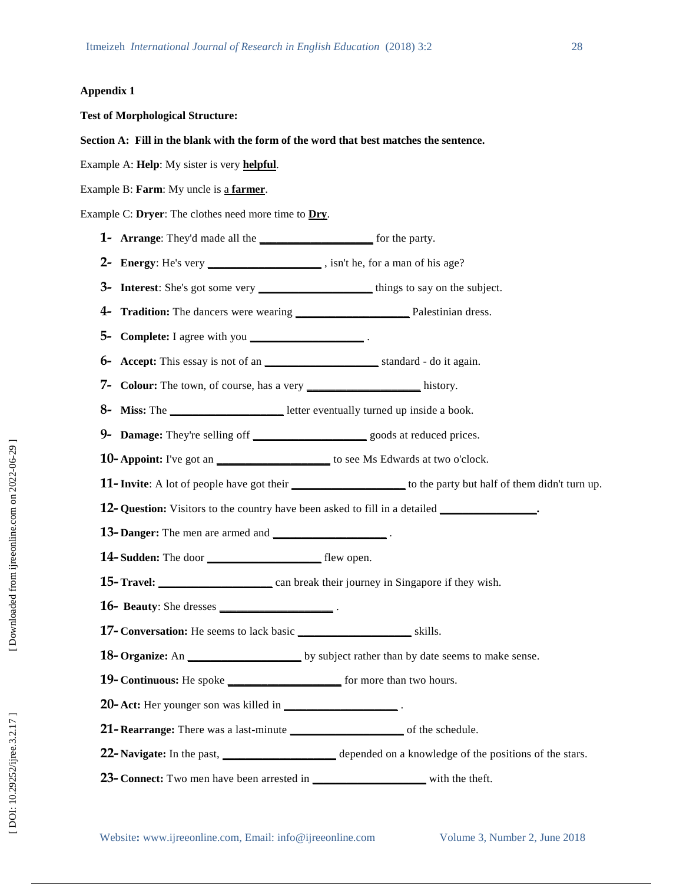**Appendix 1**

**Test of Morphological Structure:**

**Section A: Fill in the blank with the form of the word that best matches the sentence.**

Example A: **Help**: My sister is very **helpful**.

Example B: **Farm**: My uncle is a **farmer**.

Example C: **Dryer**: The clothes need more time to **Dry**.

1- **Arrange**: They'd made all the ___________________ for the party.
2- **Energy**: He's very ___________________ , isn't he, for a man of his age?
3- **Interest**: She's got some very ___________________ things to say on the subject.
4- **Tradition:** The dancers were wearing ___________________ Palestinian dress.
5- **Complete:** I agree with you ___________________ .
6- **Accept:** This essay is not of an ___________________ standard - do it again.
7- **Colour:** The town, of course, has a very ___________________ history.
8- **Miss:** The ___________________ letter eventually turned up inside a book.
9- **Damage:** They're selling off ___________________ goods at reduced prices.
10- **Appoint:** I've got an ___________________ to see Ms Edwards at two o'clock.
11- **Invite**: A lot of people have got their ___________________ to the party but half of them didn't turn up.
12- **Question:** Visitors to the country have been asked to fill in a detailed ________________.
13- **Danger:** The men are armed and ___________________ .
14- **Sudden:** The door ___________________ flew open.
15- **Travel:** ___________________ can break their journey in Singapore if they wish.
16- **Beauty**: She dresses ___________________ .
17- **Conversation:** He seems to lack basic ___________________ skills.
18- **Organize:** An ___________________ by subject rather than by date seems to make sense.
19- **Continuous:** He spoke ___________________ for more than two hours.
20- **Act:** Her younger son was killed in ___________________ .
21- **Rearrange:** There was a last-minute ___________________ of the schedule.
22- **Navigate:** In the past, ___________________ depended on a knowledge of the positions of the stars.
23- **Connect:** Two men have been arrested in ___________________ with the theft.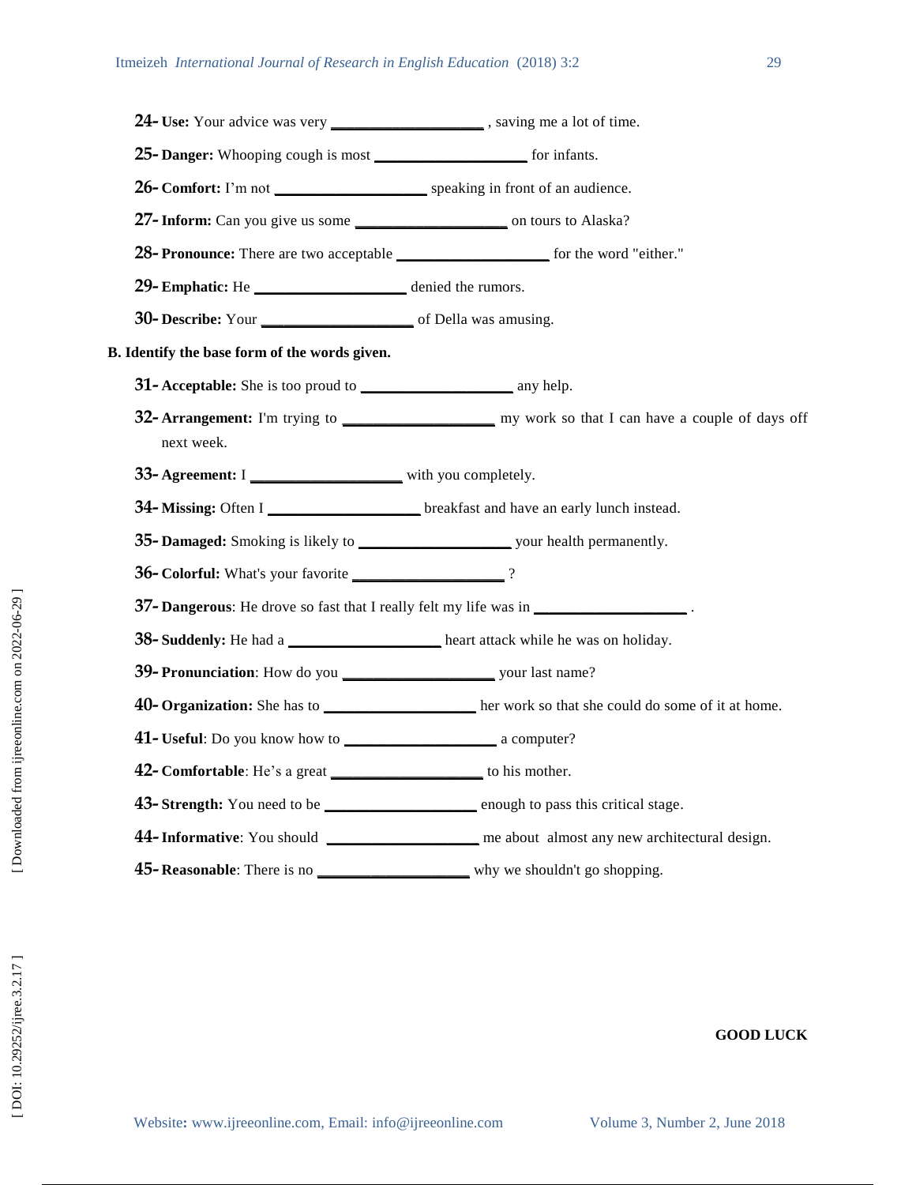24- **Use:** Your advice was very ___________________ , saving me a lot of time.

25- **Danger:** Whooping cough is most ___________________ for infants.

26- **Comfort:** I'm not ___________________ speaking in front of an audience.

27- **Inform:** Can you give us some ___________________ on tours to Alaska?

28- **Pronounce:** There are two acceptable ___________________ for the word "either."

29- **Emphatic:** He ___________________ denied the rumors.

30- **Describe:** Your ___________________ of Della was amusing.

**B. Identify the base form of the words given.**

31- **Acceptable:** She is too proud to ___________________ any help.

32- **Arrangement:** I'm trying to ___________________ my work so that I can have a couple of days off next week.

33- **Agreement:** I ___________________ with you completely.

34- **Missing:** Often I ___________________ breakfast and have an early lunch instead.

35- **Damaged:** Smoking is likely to ___________________ your health permanently.

36- **Colorful:** What's your favorite ___________________ ?

37- **Dangerous**: He drove so fast that I really felt my life was in ___________________ .

38- **Suddenly:** He had a ___________________ heart attack while he was on holiday.

39- **Pronunciation**: How do you ___________________ your last name?

40- **Organization:** She has to ___________________ her work so that she could do some of it at home.

41- **Useful**: Do you know how to ___________________ a computer?

42- **Comfortable**: He's a great ___________________ to his mother.

43- **Strength:** You need to be ___________________ enough to pass this critical stage.

44- **Informative**: You should ___________________ me about almost any new architectural design.

45- **Reasonable**: There is no ___________________ why we shouldn't go shopping.

**GOOD LUCK**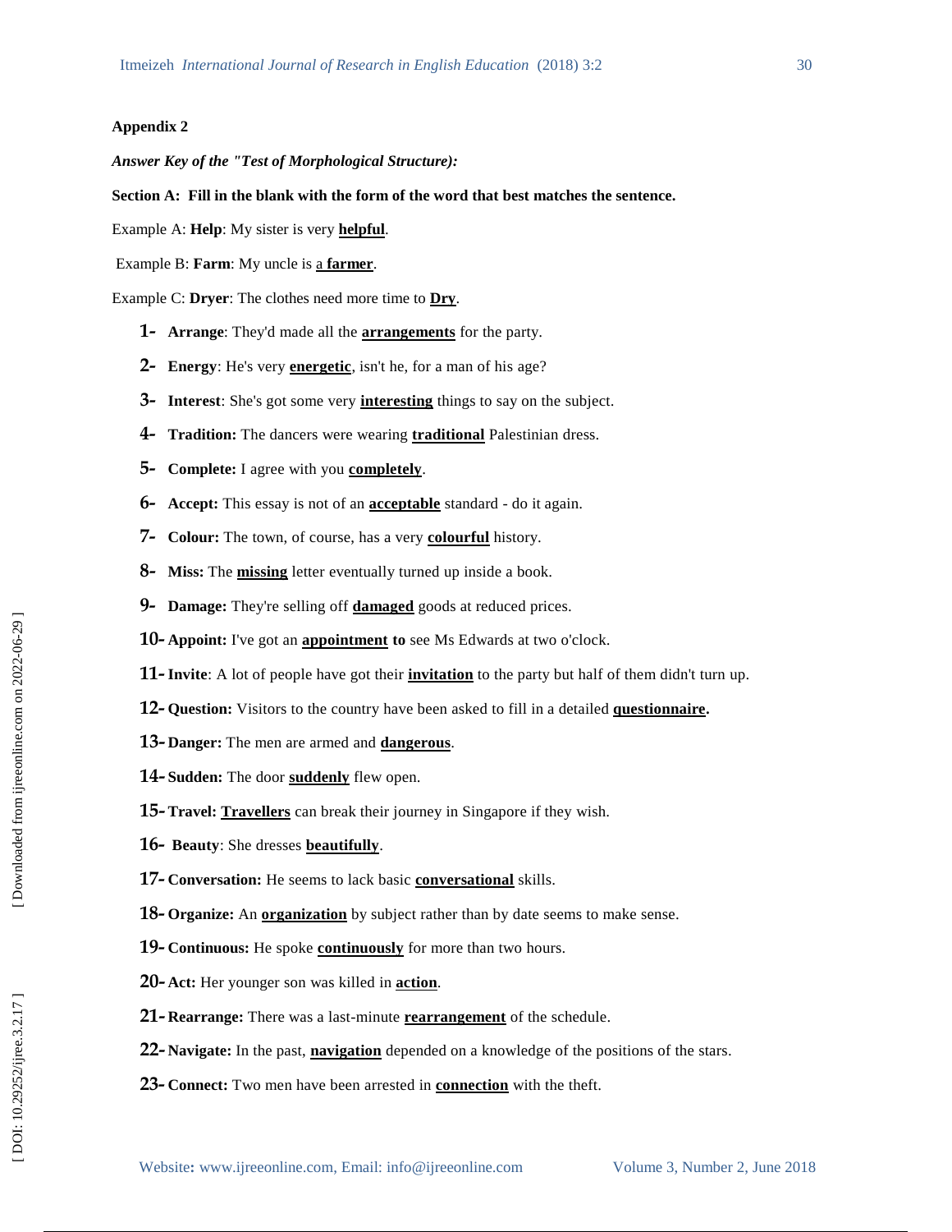**Appendix 2**

***Answer Key of the "Test of Morphological Structure):***

**Section A: Fill in the blank with the form of the word that best matches the sentence.**

Example A: **Help**: My sister is very **helpful**.

Example B: **Farm**: My uncle is a **farmer**.

Example C: **Dryer**: The clothes need more time to **Dry**.

1- **Arrange**: They'd made all the **arrangements** for the party.
2- **Energy**: He's very **energetic**, isn't he, for a man of his age?
3- **Interest**: She's got some very **interesting** things to say on the subject.
4- **Tradition:** The dancers were wearing **traditional** Palestinian dress.
5- **Complete:** I agree with you **completely**.
6- **Accept:** This essay is not of an **acceptable** standard - do it again.
7- **Colour:** The town, of course, has a very **colourful** history.
8- **Miss:** The **missing** letter eventually turned up inside a book.
9- **Damage:** They're selling off **damaged** goods at reduced prices.
10- **Appoint:** I've got an **appointment to** see Ms Edwards at two o'clock.
11- **Invite**: A lot of people have got their **invitation** to the party but half of them didn't turn up.
12- **Question:** Visitors to the country have been asked to fill in a detailed **questionnaire.**
13- **Danger:** The men are armed and **dangerous**.
14- **Sudden:** The door **suddenly** flew open.
15- **Travel: Travellers** can break their journey in Singapore if they wish.
16- **Beauty**: She dresses **beautifully**.
17- **Conversation:** He seems to lack basic **conversational** skills.
18- **Organize:** An **organization** by subject rather than by date seems to make sense.
19- **Continuous:** He spoke **continuously** for more than two hours.
20- **Act:** Her younger son was killed in **action**.
21- **Rearrange:** There was a last-minute **rearrangement** of the schedule.
22- **Navigate:** In the past, **navigation** depended on a knowledge of the positions of the stars.
23- **Connect:** Two men have been arrested in **connection** with the theft.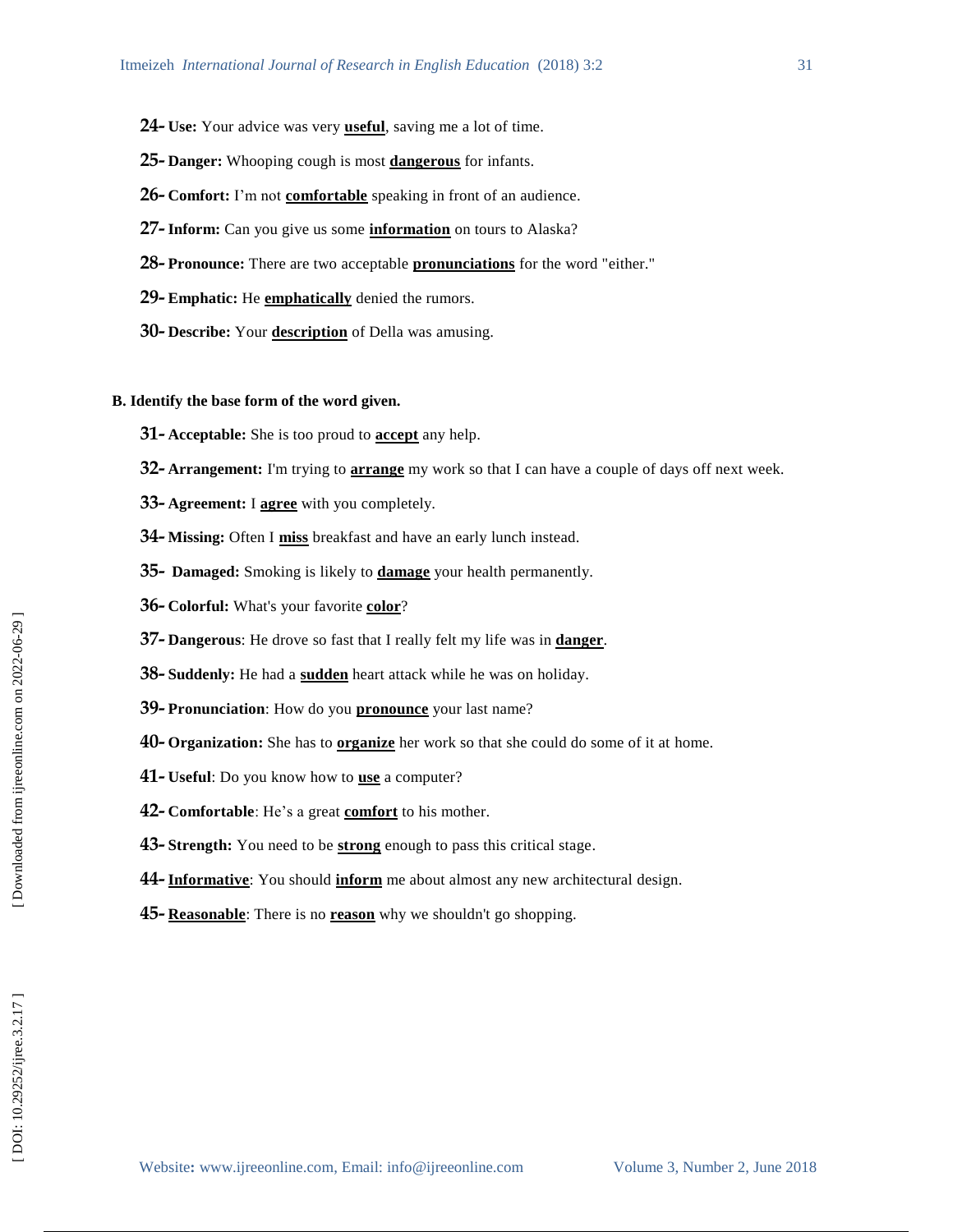24- **Use:** Your advice was very **useful**, saving me a lot of time.

25- **Danger:** Whooping cough is most **dangerous** for infants.

26- **Comfort:** I'm not **comfortable** speaking in front of an audience.

27- **Inform:** Can you give us some **information** on tours to Alaska?

28- **Pronounce:** There are two acceptable **pronunciations** for the word "either."

29- **Emphatic:** He **emphatically** denied the rumors.

30- **Describe:** Your **description** of Della was amusing.

**B. Identify the base form of the word given.**

31- **Acceptable:** She is too proud to **accept** any help.

32- **Arrangement:** I'm trying to **arrange** my work so that I can have a couple of days off next week.

33- **Agreement:** I **agree** with you completely.

34- **Missing:** Often I **miss** breakfast and have an early lunch instead.

35- **Damaged:** Smoking is likely to **damage** your health permanently.

36- **Colorful:** What's your favorite **color**?

37- **Dangerous**: He drove so fast that I really felt my life was in **danger**.

38- **Suddenly:** He had a **sudden** heart attack while he was on holiday.

39- **Pronunciation**: How do you **pronounce** your last name?

40- **Organization:** She has to **organize** her work so that she could do some of it at home.

41- **Useful**: Do you know how to **use** a computer?

42- **Comfortable**: He's a great **comfort** to his mother.

43- **Strength:** You need to be **strong** enough to pass this critical stage.

44- **Informative**: You should **inform** me about almost any new architectural design.

45- **Reasonable**: There is no **reason** why we shouldn't go shopping.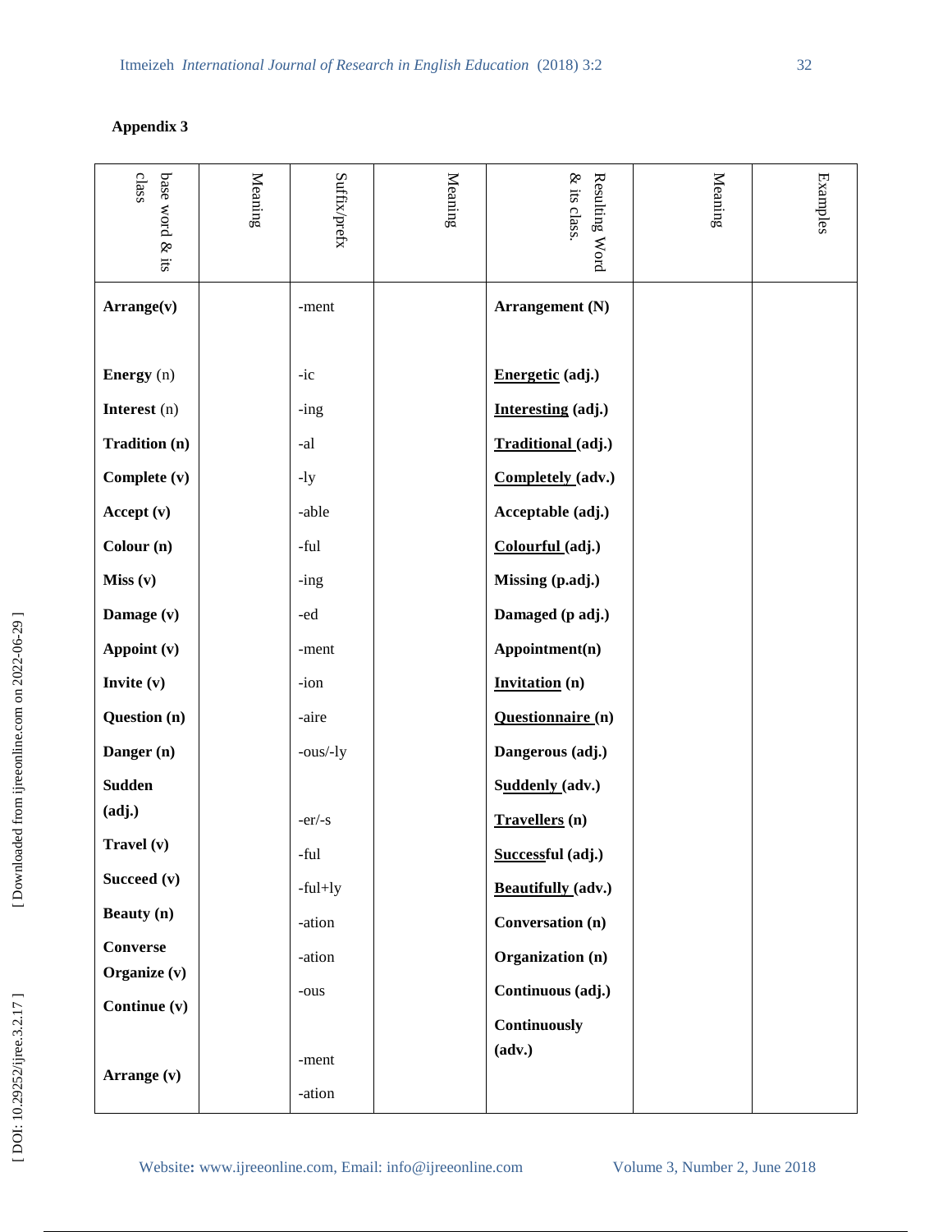## Appendix 3

| base word & its class | Meaning | Suffix/prefx | Meaning | Resulting Word & its class. | Meaning | Examples |
|---|---|---|---|---|---|---|
| **Arrange(v)** | | -ment | | **Arrangement (N)** | | |
| **Energy** (n) | | -ic | | **Energetic (adj.)** | | |
| **Interest** (n) | | -ing | | **Interesting (adj.)** | | |
| **Tradition (n)** | | -al | | **Traditional (adj.)** | | |
| **Complete (v)** | | -ly | | **Completely (adv.)** | | |
| **Accept (v)** | | -able | | **Acceptable (adj.)** | | |
| **Colour (n)** | | -ful | | **Colourful (adj.)** | | |
| **Miss (v)** | | -ing | | **Missing (p.adj.)** | | |
| **Damage (v)** | | -ed | | **Damaged (p adj.)** | | |
| **Appoint (v)** | | -ment | | **Appointment(n)** | | |
| **Invite (v)** | | -ion | | **Invitation (n)** | | |
| **Question (n)** | | -aire | | **Questionnaire (n)** | | |
| **Danger (n)** | | -ous/-ly | | **Dangerous (adj.)** | | |
| **Sudden (adj.)** | | | | **Suddenly (adv.)** | | |
| **Travel (v)** | | -er/-s | | **Travellers (n)** | | |
| **Succeed (v)** | | -ful | | **Successful (adj.)** | | |
| **Beauty (n)** | | -ful+ly | | **Beautifully (adv.)** | | |
| **Converse** | | -ation | | **Conversation (n)** | | |
| **Organize (v)** | | -ation | | **Organization (n)** | | |
| **Continue (v)** | | -ous | | **Continuous (adj.)** | | |
| | | | | **Continuously (adv.)** | | |
| **Arrange (v)** | | -ment | | | | |
| | | -ation | | | | |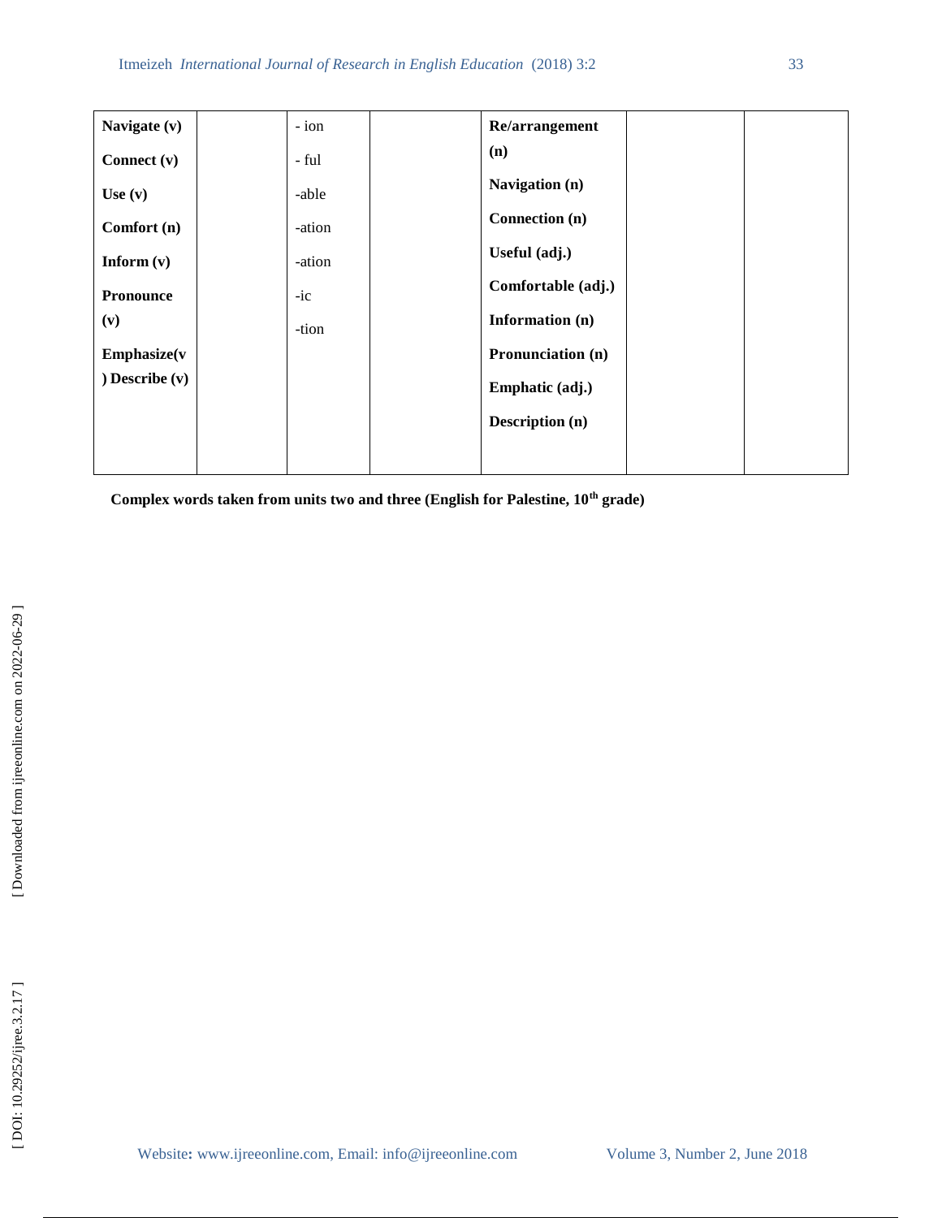| | | | | | | |
|---|---|---|---|---|---|---|
| **Navigate (v)**<br>**Connect (v)**<br>**Use (v)**<br>**Comfort (n)**<br>**Inform (v)**<br>**Pronounce (v)**<br>**Emphasize(v)**<br>**Describe (v)** | | - ion<br>- ful<br>-able<br>-ation<br>-ation<br>-ic<br>-tion | | **Re/arrangement (n)**<br>**Navigation (n)**<br>**Connection (n)**<br>**Useful (adj.)**<br>**Comfortable (adj.)**<br>**Information (n)**<br>**Pronunciation (n)**<br>**Emphatic (adj.)**<br>**Description (n)** | | |

**Complex words taken from units two and three (English for Palestine, 10th grade)**